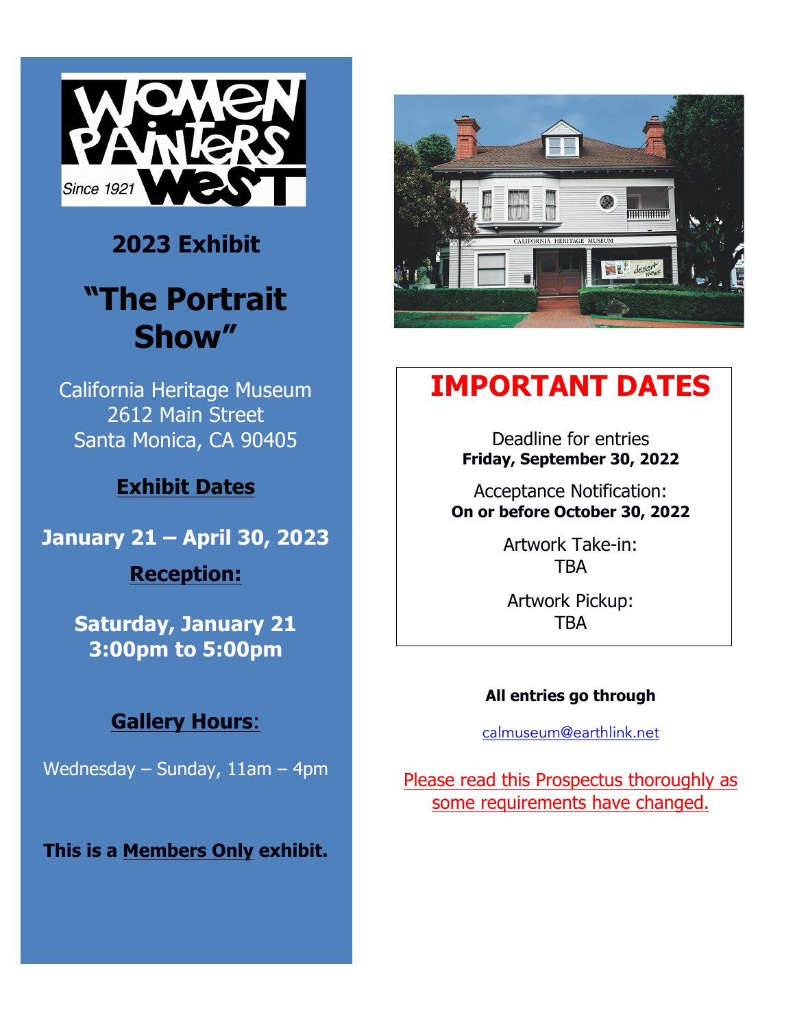WOMEN PAINTERS WEST
Since 1921

## 2023 Exhibit

# "The Portrait Show"

California Heritage Museum
2612 Main Street
Santa Monica, CA 90405

**Exhibit Dates**

**January 21 – April 30, 2023**

**Reception:**

**Saturday, January 21**
**3:00pm to 5:00pm**

**Gallery Hours:**

Wednesday – Sunday, 11am – 4pm

**This is a Members Only exhibit.**

## IMPORTANT DATES

Deadline for entries
**Friday, September 30, 2022**

Acceptance Notification:
**On or before October 30, 2022**

Artwork Take-in:
TBA

Artwork Pickup:
TBA

**All entries go through**

calmuseum@earthlink.net

Please read this Prospectus thoroughly as some requirements have changed.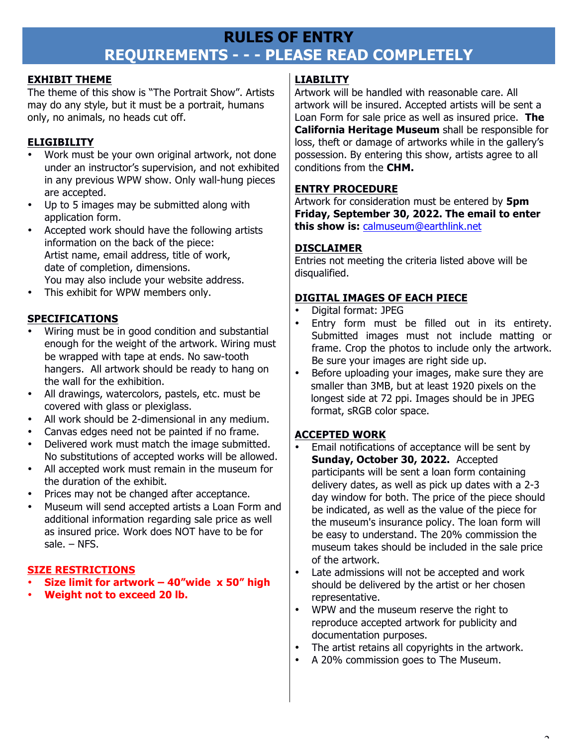# RULES OF ENTRY
## REQUIREMENTS - - - PLEASE READ COMPLETELY

### EXHIBIT THEME

The theme of this show is "The Portrait Show". Artists may do any style, but it must be a portrait, humans only, no animals, no heads cut off.

### ELIGIBILITY

- Work must be your own original artwork, not done under an instructor's supervision, and not exhibited in any previous WPW show. Only wall-hung pieces are accepted.
- Up to 5 images may be submitted along with application form.
- Accepted work should have the following artists information on the back of the piece:
  Artist name, email address, title of work, date of completion, dimensions.
  You may also include your website address.
- This exhibit for WPW members only.

### SPECIFICATIONS

- Wiring must be in good condition and substantial enough for the weight of the artwork. Wiring must be wrapped with tape at ends. No saw-tooth hangers. All artwork should be ready to hang on the wall for the exhibition.
- All drawings, watercolors, pastels, etc. must be covered with glass or plexiglass.
- All work should be 2-dimensional in any medium.
- Canvas edges need not be painted if no frame.
- Delivered work must match the image submitted. No substitutions of accepted works will be allowed.
- All accepted work must remain in the museum for the duration of the exhibit.
- Prices may not be changed after acceptance.
- Museum will send accepted artists a Loan Form and additional information regarding sale price as well as insured price. Work does NOT have to be for sale. – NFS.

### SIZE RESTRICTIONS

- **Size limit for artwork – 40"wide x 50" high**
- **Weight not to exceed 20 lb.**

### LIABILITY

Artwork will be handled with reasonable care. All artwork will be insured. Accepted artists will be sent a Loan Form for sale price as well as insured price. **The California Heritage Museum** shall be responsible for loss, theft or damage of artworks while in the gallery's possession. By entering this show, artists agree to all conditions from the **CHM.**

### ENTRY PROCEDURE

Artwork for consideration must be entered by **5pm Friday, September 30, 2022. The email to enter this show is:** calmuseum@earthlink.net

### DISCLAIMER

Entries not meeting the criteria listed above will be disqualified.

### DIGITAL IMAGES OF EACH PIECE

- Digital format: JPEG
- Entry form must be filled out in its entirety. Submitted images must not include matting or frame. Crop the photos to include only the artwork. Be sure your images are right side up.
- Before uploading your images, make sure they are smaller than 3MB, but at least 1920 pixels on the longest side at 72 ppi. Images should be in JPEG format, sRGB color space.

### ACCEPTED WORK

- Email notifications of acceptance will be sent by **Sunday, October 30, 2022.** Accepted participants will be sent a loan form containing delivery dates, as well as pick up dates with a 2-3 day window for both. The price of the piece should be indicated, as well as the value of the piece for the museum's insurance policy. The loan form will be easy to understand. The 20% commission the museum takes should be included in the sale price of the artwork.
- Late admissions will not be accepted and work should be delivered by the artist or her chosen representative.
- WPW and the museum reserve the right to reproduce accepted artwork for publicity and documentation purposes.
- The artist retains all copyrights in the artwork.
- A 20% commission goes to The Museum.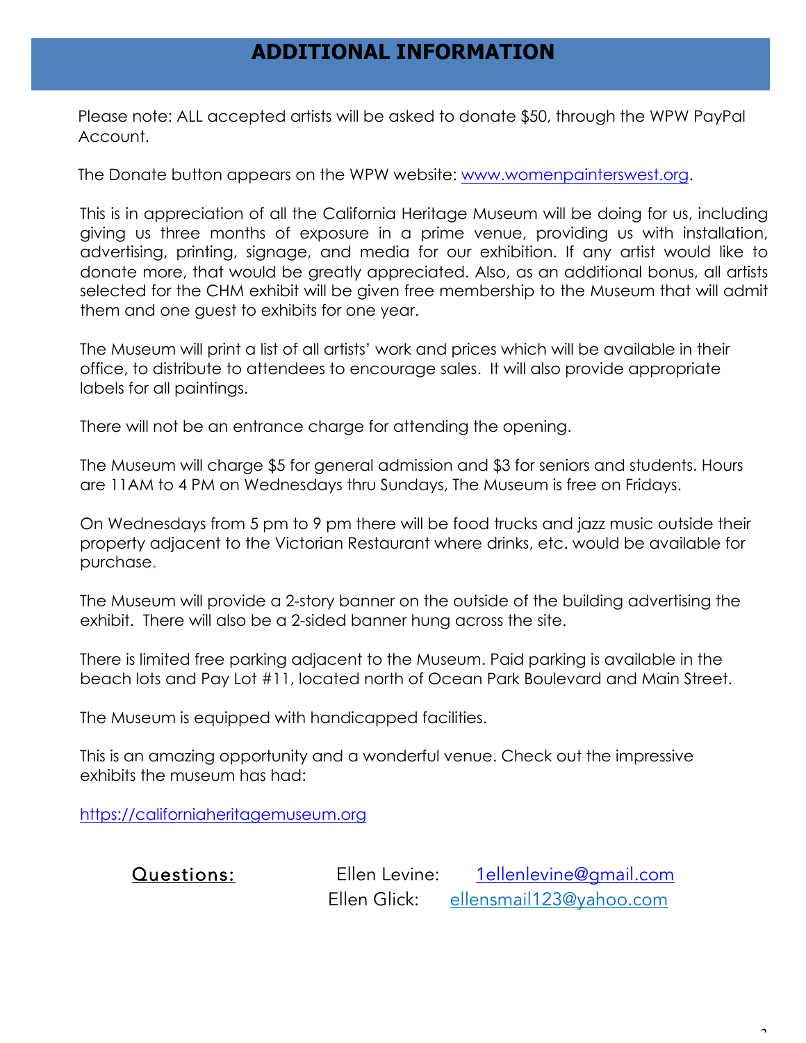# ADDITIONAL INFORMATION

Please note: ALL accepted artists will be asked to donate $50, through the WPW PayPal Account.

The Donate button appears on the WPW website: www.womenpainterswest.org.

This is in appreciation of all the California Heritage Museum will be doing for us, including giving us three months of exposure in a prime venue, providing us with installation, advertising, printing, signage, and media for our exhibition. If any artist would like to donate more, that would be greatly appreciated. Also, as an additional bonus, all artists selected for the CHM exhibit will be given free membership to the Museum that will admit them and one guest to exhibits for one year.

The Museum will print a list of all artists' work and prices which will be available in their office, to distribute to attendees to encourage sales. It will also provide appropriate labels for all paintings.

There will not be an entrance charge for attending the opening.

The Museum will charge $5 for general admission and $3 for seniors and students. Hours are 11AM to 4 PM on Wednesdays thru Sundays, The Museum is free on Fridays.

On Wednesdays from 5 pm to 9 pm there will be food trucks and jazz music outside their property adjacent to the Victorian Restaurant where drinks, etc. would be available for purchase.

The Museum will provide a 2-story banner on the outside of the building advertising the exhibit. There will also be a 2-sided banner hung across the site.

There is limited free parking adjacent to the Museum. Paid parking is available in the beach lots and Pay Lot #11, located north of Ocean Park Boulevard and Main Street.

The Museum is equipped with handicapped facilities.

This is an amazing opportunity and a wonderful venue. Check out the impressive exhibits the museum has had:

https://californiaheritagemuseum.org

Questions:

Ellen Levine: 1ellenlevine@gmail.com
Ellen Glick: ellensmail123@yahoo.com